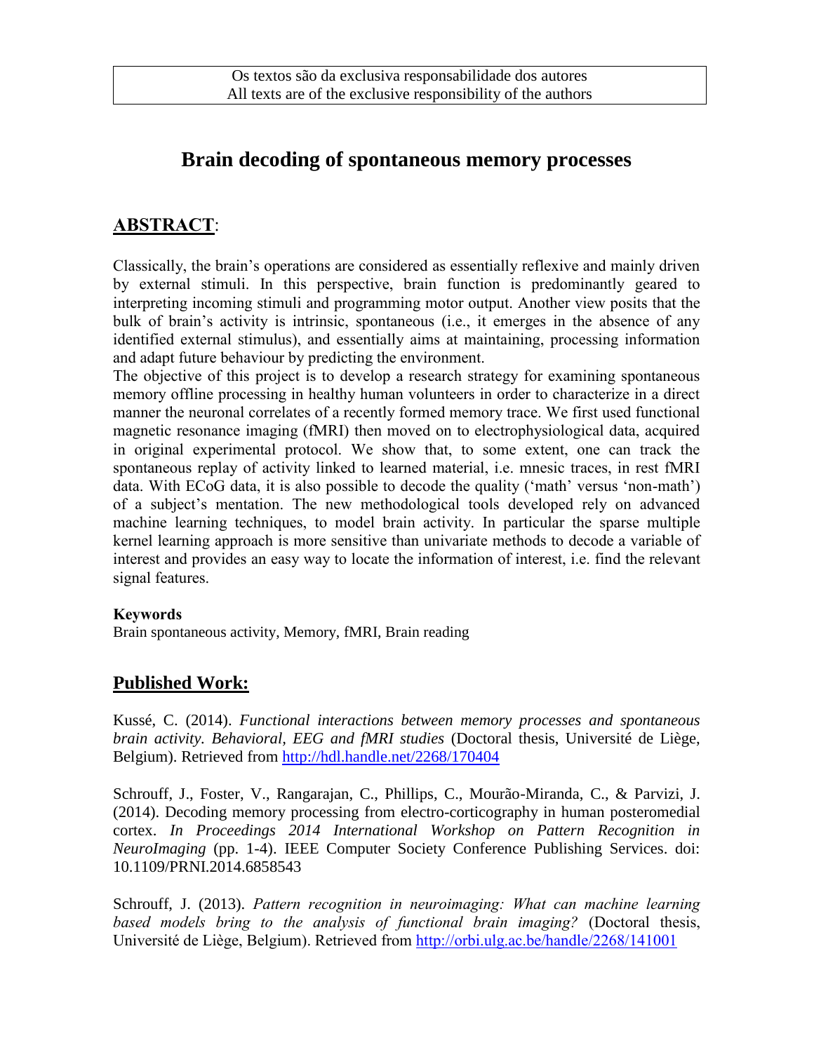Os textos são da exclusiva responsabilidade dos autores
All texts are of the exclusive responsibility of the authors

# Brain decoding of spontaneous memory processes

## ABSTRACT:

Classically, the brain's operations are considered as essentially reflexive and mainly driven by external stimuli. In this perspective, brain function is predominantly geared to interpreting incoming stimuli and programming motor output. Another view posits that the bulk of brain's activity is intrinsic, spontaneous (i.e., it emerges in the absence of any identified external stimulus), and essentially aims at maintaining, processing information and adapt future behaviour by predicting the environment.
The objective of this project is to develop a research strategy for examining spontaneous memory offline processing in healthy human volunteers in order to characterize in a direct manner the neuronal correlates of a recently formed memory trace. We first used functional magnetic resonance imaging (fMRI) then moved on to electrophysiological data, acquired in original experimental protocol. We show that, to some extent, one can track the spontaneous replay of activity linked to learned material, i.e. mnesic traces, in rest fMRI data. With ECoG data, it is also possible to decode the quality ('math' versus 'non-math') of a subject's mentation. The new methodological tools developed rely on advanced machine learning techniques, to model brain activity. In particular the sparse multiple kernel learning approach is more sensitive than univariate methods to decode a variable of interest and provides an easy way to locate the information of interest, i.e. find the relevant signal features.

**Keywords**
Brain spontaneous activity, Memory, fMRI, Brain reading

## Published Work:

Kussé, C. (2014). *Functional interactions between memory processes and spontaneous brain activity. Behavioral, EEG and fMRI studies* (Doctoral thesis, Université de Liège, Belgium). Retrieved from http://hdl.handle.net/2268/170404

Schrouff, J., Foster, V., Rangarajan, C., Phillips, C., Mourão-Miranda, C., & Parvizi, J. (2014). Decoding memory processing from electro-corticography in human posteromedial cortex. *In Proceedings 2014 International Workshop on Pattern Recognition in NeuroImaging* (pp. 1-4). IEEE Computer Society Conference Publishing Services. doi: 10.1109/PRNI.2014.6858543

Schrouff, J. (2013). *Pattern recognition in neuroimaging: What can machine learning based models bring to the analysis of functional brain imaging?* (Doctoral thesis, Université de Liège, Belgium). Retrieved from http://orbi.ulg.ac.be/handle/2268/141001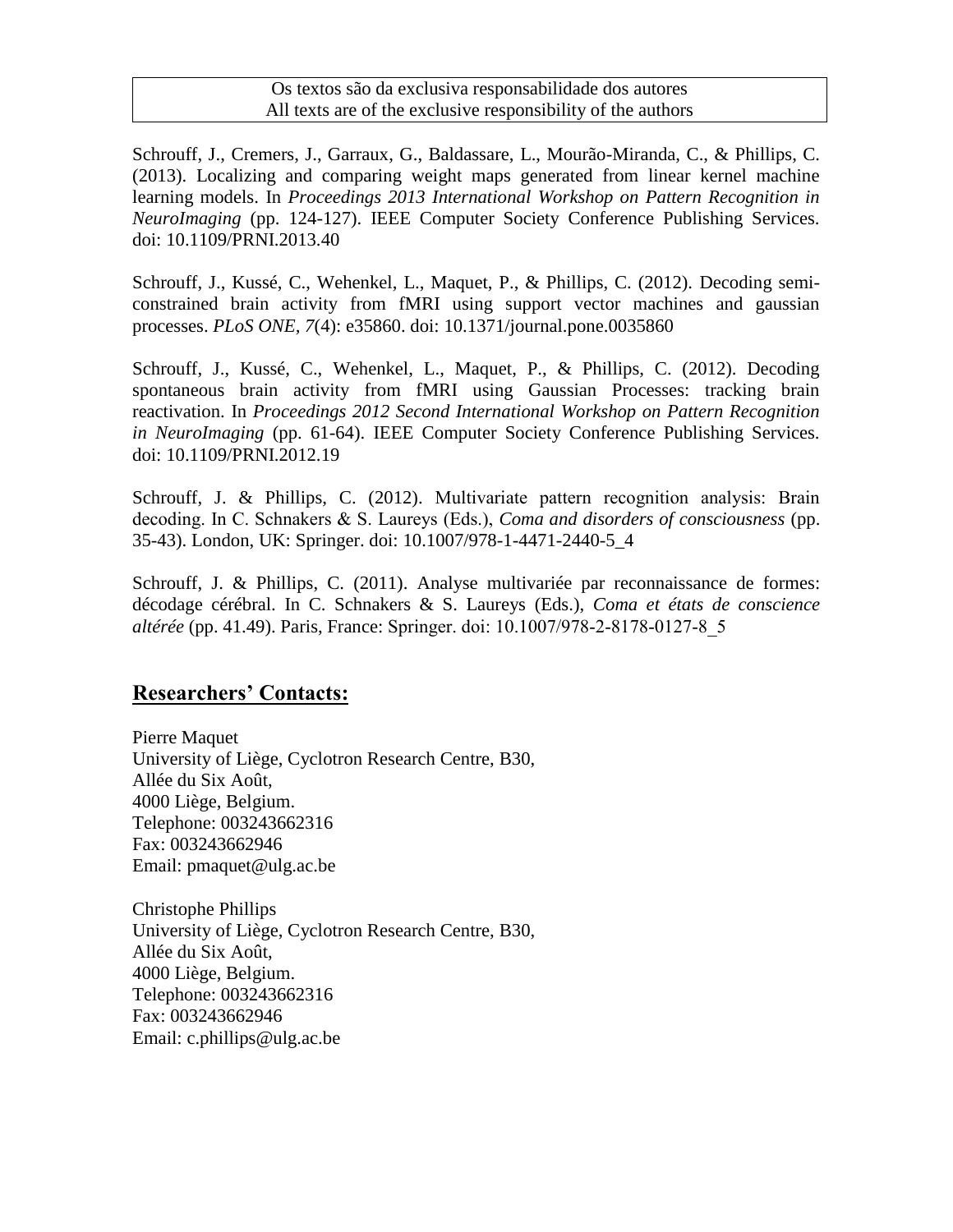Os textos são da exclusiva responsabilidade dos autores
All texts are of the exclusive responsibility of the authors

Schrouff, J., Cremers, J., Garraux, G., Baldassare, L., Mourão-Miranda, C., & Phillips, C. (2013). Localizing and comparing weight maps generated from linear kernel machine learning models. In *Proceedings 2013 International Workshop on Pattern Recognition in NeuroImaging* (pp. 124-127). IEEE Computer Society Conference Publishing Services. doi: 10.1109/PRNI.2013.40

Schrouff, J., Kussé, C., Wehenkel, L., Maquet, P., & Phillips, C. (2012). Decoding semi-constrained brain activity from fMRI using support vector machines and gaussian processes. *PLoS ONE*, *7*(4): e35860. doi: 10.1371/journal.pone.0035860

Schrouff, J., Kussé, C., Wehenkel, L., Maquet, P., & Phillips, C. (2012). Decoding spontaneous brain activity from fMRI using Gaussian Processes: tracking brain reactivation. In *Proceedings 2012 Second International Workshop on Pattern Recognition in NeuroImaging* (pp. 61-64). IEEE Computer Society Conference Publishing Services. doi: 10.1109/PRNI.2012.19

Schrouff, J. & Phillips, C. (2012). Multivariate pattern recognition analysis: Brain decoding. In C. Schnakers & S. Laureys (Eds.), *Coma and disorders of consciousness* (pp. 35-43). London, UK: Springer. doi: 10.1007/978-1-4471-2440-5_4

Schrouff, J. & Phillips, C. (2011). Analyse multivariée par reconnaissance de formes: décodage cérébral. In C. Schnakers & S. Laureys (Eds.), *Coma et états de conscience altérée* (pp. 41.49). Paris, France: Springer. doi: 10.1007/978-2-8178-0127-8_5

## Researchers' Contacts:

Pierre Maquet
University of Liège, Cyclotron Research Centre, B30,
Allée du Six Août,
4000 Liège, Belgium.
Telephone: 003243662316
Fax: 003243662946
Email: pmaquet@ulg.ac.be

Christophe Phillips
University of Liège, Cyclotron Research Centre, B30,
Allée du Six Août,
4000 Liège, Belgium.
Telephone: 003243662316
Fax: 003243662946
Email: c.phillips@ulg.ac.be